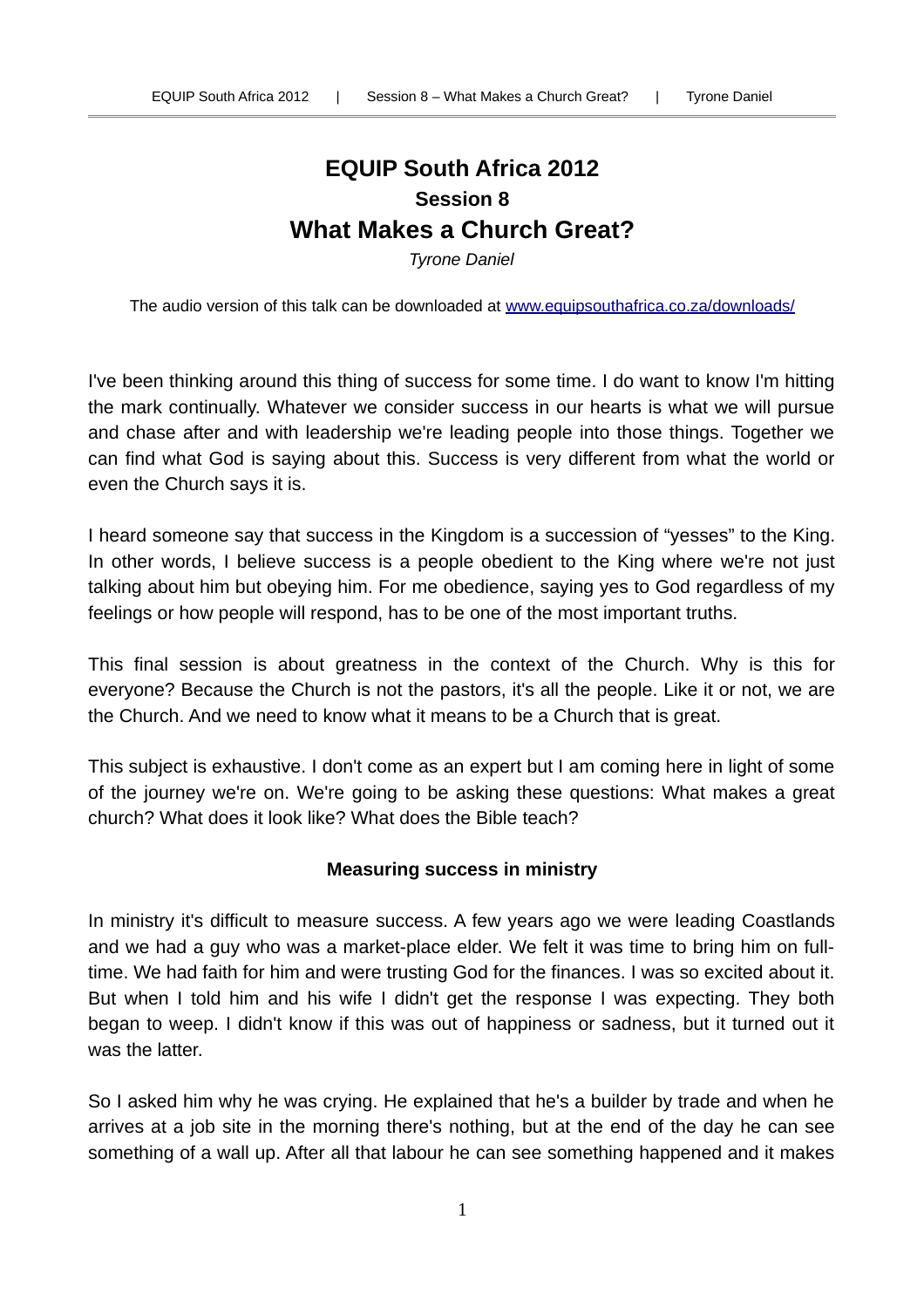# EQUIP South Africa 2012

## Session 8

# What Makes a Church Great?

*Tyrone Daniel*

The audio version of this talk can be downloaded at [www.equipsouthafrica.co.za/downloads/](www.equipsouthafrica.co.za/downloads/)

I've been thinking around this thing of success for some time. I do want to know I'm hitting the mark continually. Whatever we consider success in our hearts is what we will pursue and chase after and with leadership we're leading people into those things. Together we can find what God is saying about this. Success is very different from what the world or even the Church says it is.

I heard someone say that success in the Kingdom is a succession of "yesses" to the King. In other words, I believe success is a people obedient to the King where we're not just talking about him but obeying him. For me obedience, saying yes to God regardless of my feelings or how people will respond, has to be one of the most important truths.

This final session is about greatness in the context of the Church. Why is this for everyone? Because the Church is not the pastors, it's all the people. Like it or not, we are the Church. And we need to know what it means to be a Church that is great.

This subject is exhaustive. I don't come as an expert but I am coming here in light of some of the journey we're on. We're going to be asking these questions: What makes a great church? What does it look like? What does the Bible teach?

### Measuring success in ministry

In ministry it's difficult to measure success. A few years ago we were leading Coastlands and we had a guy who was a market-place elder. We felt it was time to bring him on full-time. We had faith for him and were trusting God for the finances. I was so excited about it. But when I told him and his wife I didn't get the response I was expecting. They both began to weep. I didn't know if this was out of happiness or sadness, but it turned out it was the latter.

So I asked him why he was crying. He explained that he's a builder by trade and when he arrives at a job site in the morning there's nothing, but at the end of the day he can see something of a wall up. After all that labour he can see something happened and it makes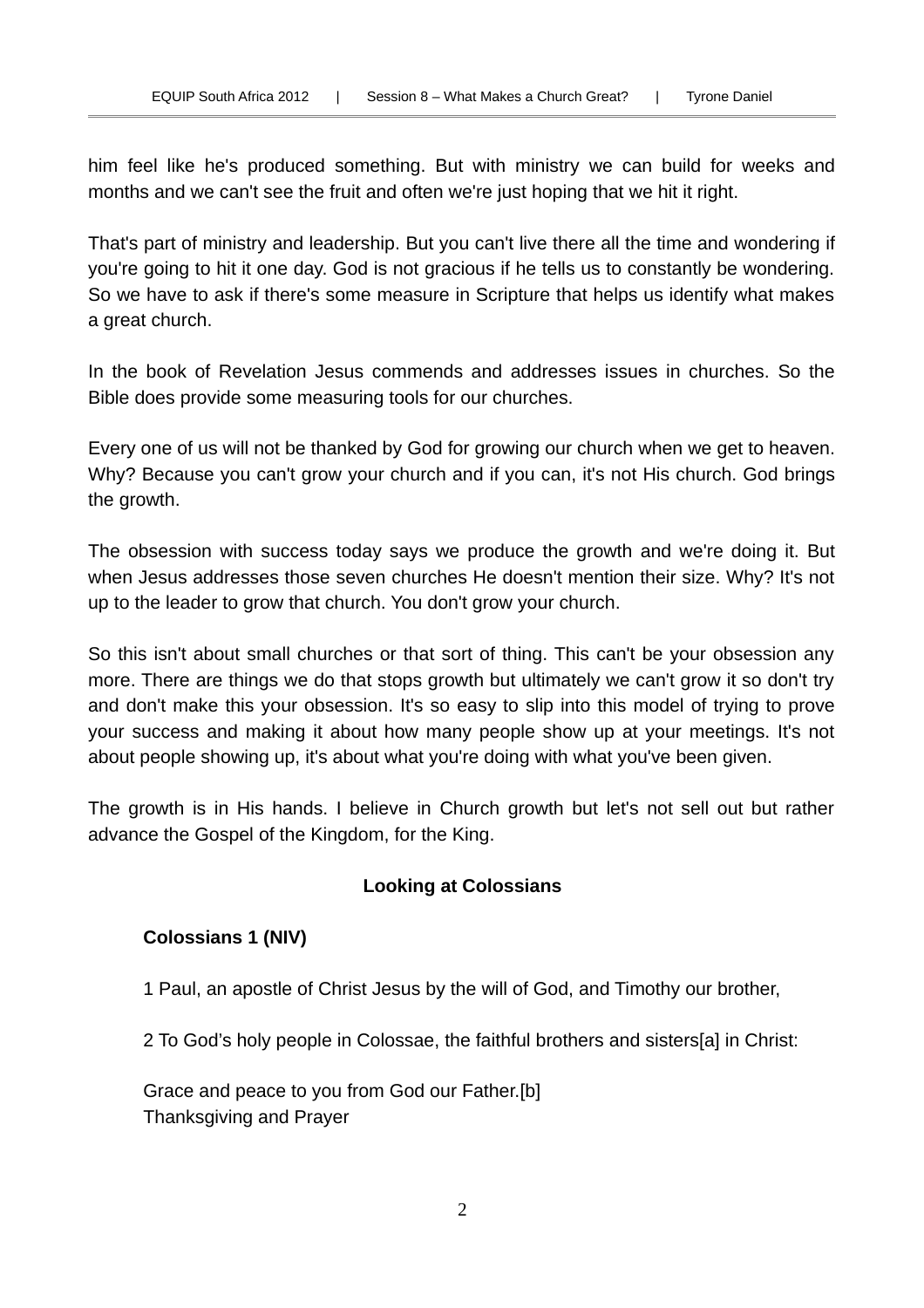him feel like he's produced something. But with ministry we can build for weeks and months and we can't see the fruit and often we're just hoping that we hit it right.

That's part of ministry and leadership. But you can't live there all the time and wondering if you're going to hit it one day. God is not gracious if he tells us to constantly be wondering. So we have to ask if there's some measure in Scripture that helps us identify what makes a great church.

In the book of Revelation Jesus commends and addresses issues in churches. So the Bible does provide some measuring tools for our churches.

Every one of us will not be thanked by God for growing our church when we get to heaven. Why? Because you can't grow your church and if you can, it's not His church. God brings the growth.

The obsession with success today says we produce the growth and we're doing it. But when Jesus addresses those seven churches He doesn't mention their size. Why? It's not up to the leader to grow that church. You don't grow your church.

So this isn't about small churches or that sort of thing. This can't be your obsession any more. There are things we do that stops growth but ultimately we can't grow it so don't try and don't make this your obsession. It's so easy to slip into this model of trying to prove your success and making it about how many people show up at your meetings. It's not about people showing up, it's about what you're doing with what you've been given.

The growth is in His hands. I believe in Church growth but let's not sell out but rather advance the Gospel of the Kingdom, for the King.

## Looking at Colossians

**Colossians 1 (NIV)**

1 Paul, an apostle of Christ Jesus by the will of God, and Timothy our brother,

2 To God's holy people in Colossae, the faithful brothers and sisters[a] in Christ:

Grace and peace to you from God our Father.[b]
Thanksgiving and Prayer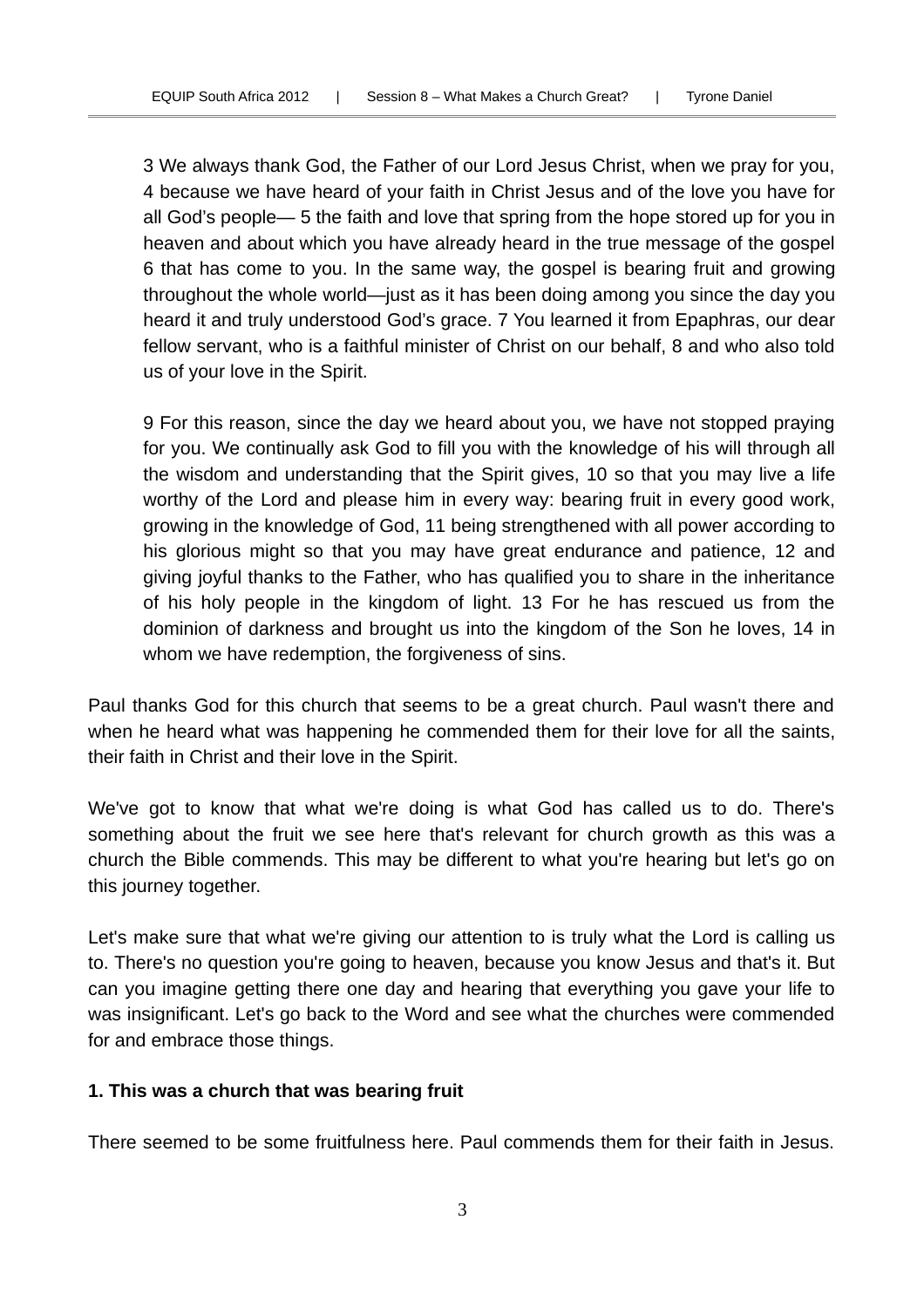> 3 We always thank God, the Father of our Lord Jesus Christ, when we pray for you, 4 because we have heard of your faith in Christ Jesus and of the love you have for all God's people— 5 the faith and love that spring from the hope stored up for you in heaven and about which you have already heard in the true message of the gospel 6 that has come to you. In the same way, the gospel is bearing fruit and growing throughout the whole world—just as it has been doing among you since the day you heard it and truly understood God's grace. 7 You learned it from Epaphras, our dear fellow servant, who is a faithful minister of Christ on our behalf, 8 and who also told us of your love in the Spirit.
>
> 9 For this reason, since the day we heard about you, we have not stopped praying for you. We continually ask God to fill you with the knowledge of his will through all the wisdom and understanding that the Spirit gives, 10 so that you may live a life worthy of the Lord and please him in every way: bearing fruit in every good work, growing in the knowledge of God, 11 being strengthened with all power according to his glorious might so that you may have great endurance and patience, 12 and giving joyful thanks to the Father, who has qualified you to share in the inheritance of his holy people in the kingdom of light. 13 For he has rescued us from the dominion of darkness and brought us into the kingdom of the Son he loves, 14 in whom we have redemption, the forgiveness of sins.

Paul thanks God for this church that seems to be a great church. Paul wasn't there and when he heard what was happening he commended them for their love for all the saints, their faith in Christ and their love in the Spirit.

We've got to know that what we're doing is what God has called us to do. There's something about the fruit we see here that's relevant for church growth as this was a church the Bible commends. This may be different to what you're hearing but let's go on this journey together.

Let's make sure that what we're giving our attention to is truly what the Lord is calling us to. There's no question you're going to heaven, because you know Jesus and that's it. But can you imagine getting there one day and hearing that everything you gave your life to was insignificant. Let's go back to the Word and see what the churches were commended for and embrace those things.

**1. This was a church that was bearing fruit**

There seemed to be some fruitfulness here. Paul commends them for their faith in Jesus.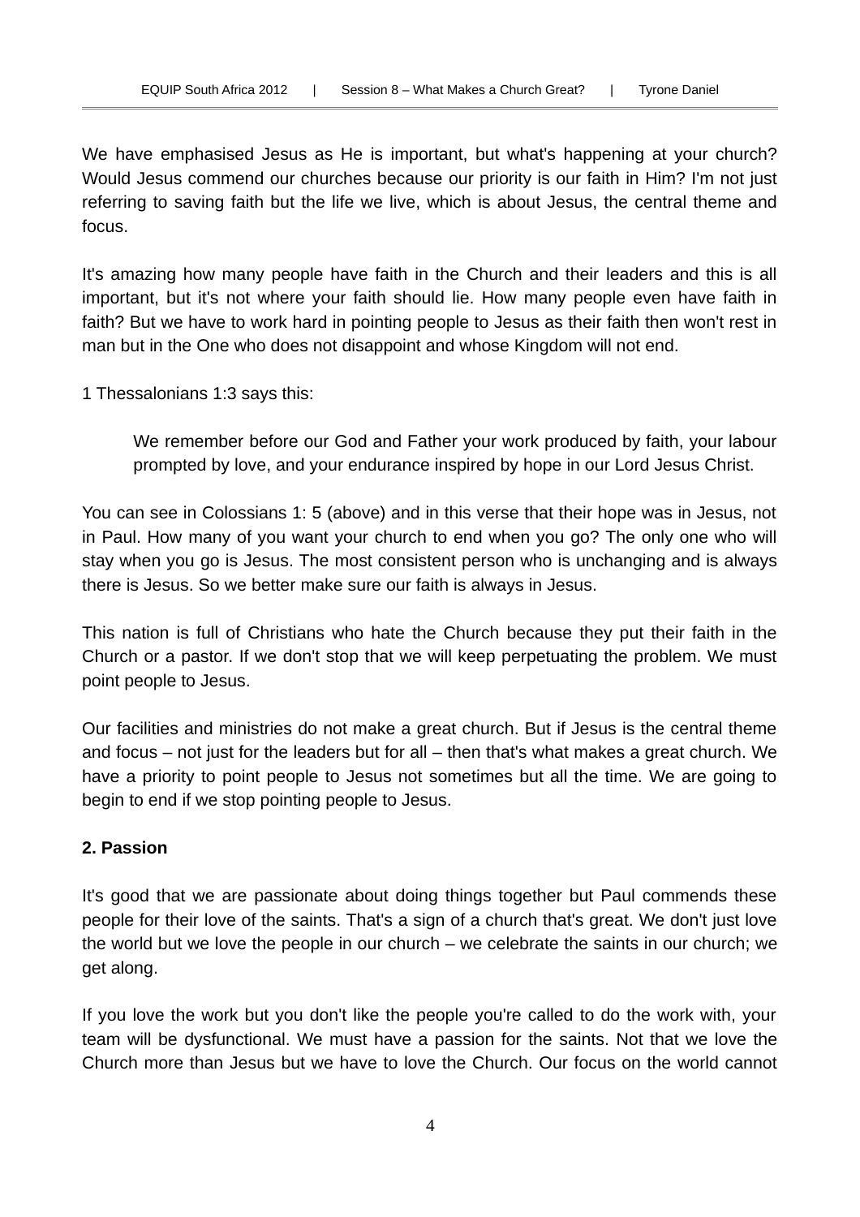We have emphasised Jesus as He is important, but what's happening at your church? Would Jesus commend our churches because our priority is our faith in Him? I'm not just referring to saving faith but the life we live, which is about Jesus, the central theme and focus.

It's amazing how many people have faith in the Church and their leaders and this is all important, but it's not where your faith should lie. How many people even have faith in faith? But we have to work hard in pointing people to Jesus as their faith then won't rest in man but in the One who does not disappoint and whose Kingdom will not end.

1 Thessalonians 1:3 says this:

> We remember before our God and Father your work produced by faith, your labour prompted by love, and your endurance inspired by hope in our Lord Jesus Christ.

You can see in Colossians 1: 5 (above) and in this verse that their hope was in Jesus, not in Paul. How many of you want your church to end when you go? The only one who will stay when you go is Jesus. The most consistent person who is unchanging and is always there is Jesus. So we better make sure our faith is always in Jesus.

This nation is full of Christians who hate the Church because they put their faith in the Church or a pastor. If we don't stop that we will keep perpetuating the problem. We must point people to Jesus.

Our facilities and ministries do not make a great church. But if Jesus is the central theme and focus – not just for the leaders but for all – then that's what makes a great church. We have a priority to point people to Jesus not sometimes but all the time. We are going to begin to end if we stop pointing people to Jesus.

**2. Passion**

It's good that we are passionate about doing things together but Paul commends these people for their love of the saints. That's a sign of a church that's great. We don't just love the world but we love the people in our church – we celebrate the saints in our church; we get along.

If you love the work but you don't like the people you're called to do the work with, your team will be dysfunctional. We must have a passion for the saints. Not that we love the Church more than Jesus but we have to love the Church. Our focus on the world cannot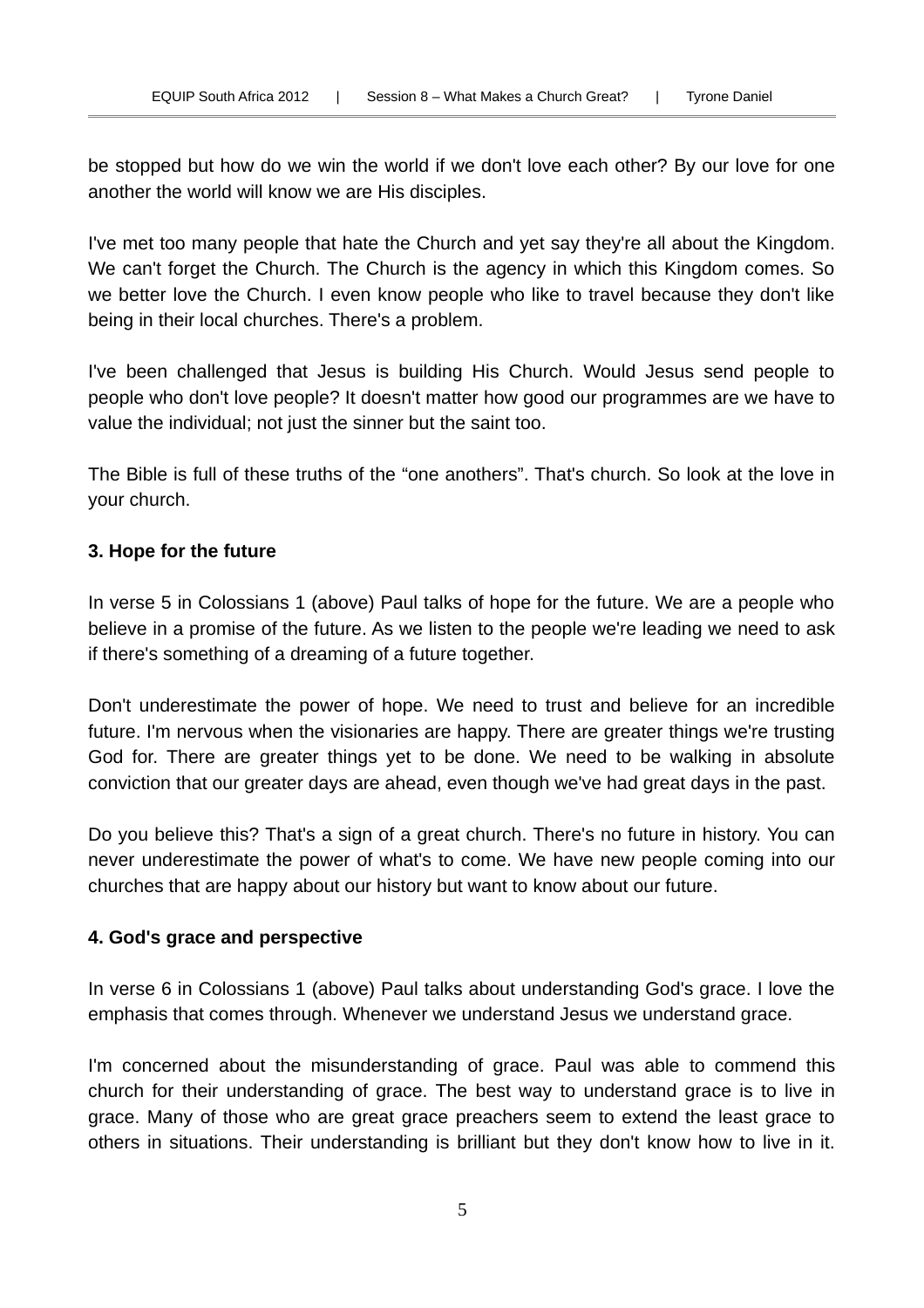be stopped but how do we win the world if we don't love each other? By our love for one another the world will know we are His disciples.

I've met too many people that hate the Church and yet say they're all about the Kingdom. We can't forget the Church. The Church is the agency in which this Kingdom comes. So we better love the Church. I even know people who like to travel because they don't like being in their local churches. There's a problem.

I've been challenged that Jesus is building His Church. Would Jesus send people to people who don't love people? It doesn't matter how good our programmes are we have to value the individual; not just the sinner but the saint too.

The Bible is full of these truths of the “one anothers”. That's church. So look at the love in your church.

**3. Hope for the future**

In verse 5 in Colossians 1 (above) Paul talks of hope for the future. We are a people who believe in a promise of the future. As we listen to the people we're leading we need to ask if there's something of a dreaming of a future together.

Don't underestimate the power of hope. We need to trust and believe for an incredible future. I'm nervous when the visionaries are happy. There are greater things we're trusting God for. There are greater things yet to be done. We need to be walking in absolute conviction that our greater days are ahead, even though we've had great days in the past.

Do you believe this? That's a sign of a great church. There's no future in history. You can never underestimate the power of what's to come. We have new people coming into our churches that are happy about our history but want to know about our future.

**4. God's grace and perspective**

In verse 6 in Colossians 1 (above) Paul talks about understanding God's grace. I love the emphasis that comes through. Whenever we understand Jesus we understand grace.

I'm concerned about the misunderstanding of grace. Paul was able to commend this church for their understanding of grace. The best way to understand grace is to live in grace. Many of those who are great grace preachers seem to extend the least grace to others in situations. Their understanding is brilliant but they don't know how to live in it.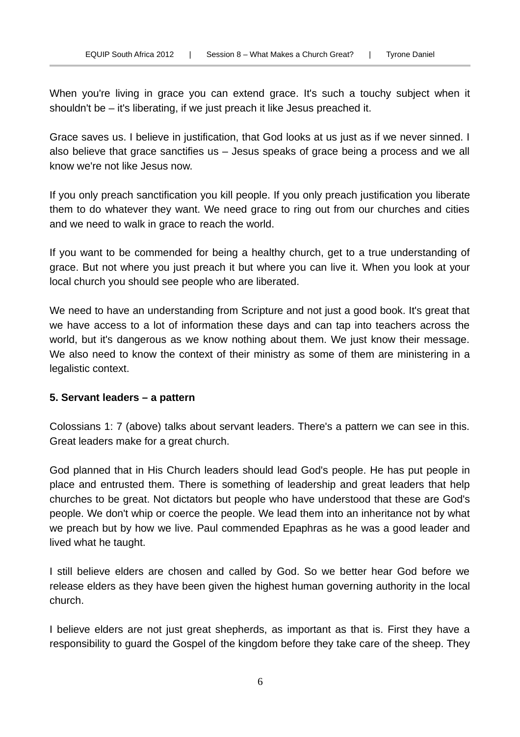When you're living in grace you can extend grace. It's such a touchy subject when it shouldn't be – it's liberating, if we just preach it like Jesus preached it.

Grace saves us. I believe in justification, that God looks at us just as if we never sinned. I also believe that grace sanctifies us – Jesus speaks of grace being a process and we all know we're not like Jesus now.

If you only preach sanctification you kill people. If you only preach justification you liberate them to do whatever they want. We need grace to ring out from our churches and cities and we need to walk in grace to reach the world.

If you want to be commended for being a healthy church, get to a true understanding of grace. But not where you just preach it but where you can live it. When you look at your local church you should see people who are liberated.

We need to have an understanding from Scripture and not just a good book. It's great that we have access to a lot of information these days and can tap into teachers across the world, but it's dangerous as we know nothing about them. We just know their message. We also need to know the context of their ministry as some of them are ministering in a legalistic context.

**5. Servant leaders – a pattern**

Colossians 1: 7 (above) talks about servant leaders. There's a pattern we can see in this. Great leaders make for a great church.

God planned that in His Church leaders should lead God's people. He has put people in place and entrusted them. There is something of leadership and great leaders that help churches to be great. Not dictators but people who have understood that these are God's people. We don't whip or coerce the people. We lead them into an inheritance not by what we preach but by how we live. Paul commended Epaphras as he was a good leader and lived what he taught.

I still believe elders are chosen and called by God. So we better hear God before we release elders as they have been given the highest human governing authority in the local church.

I believe elders are not just great shepherds, as important as that is. First they have a responsibility to guard the Gospel of the kingdom before they take care of the sheep. They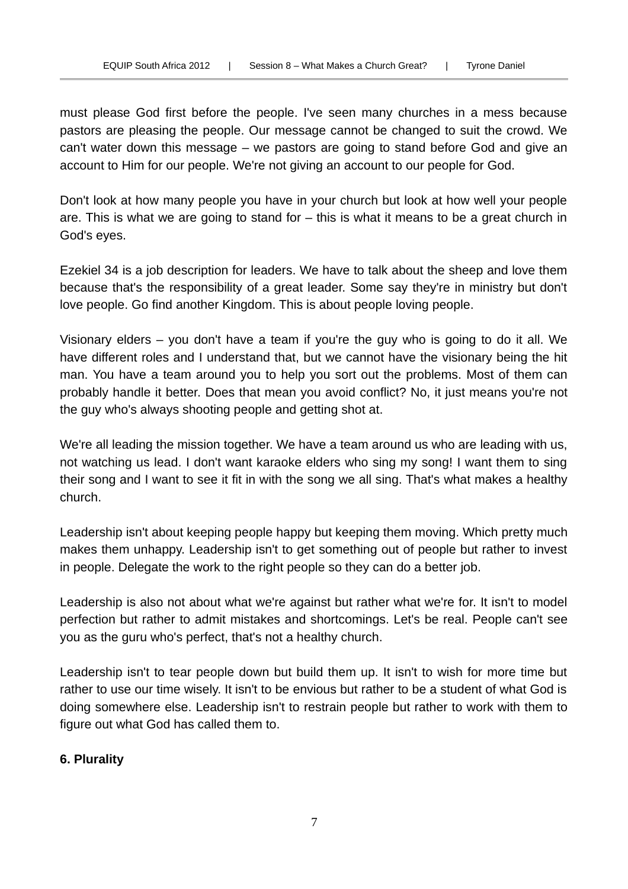must please God first before the people. I've seen many churches in a mess because pastors are pleasing the people. Our message cannot be changed to suit the crowd. We can't water down this message – we pastors are going to stand before God and give an account to Him for our people. We're not giving an account to our people for God.

Don't look at how many people you have in your church but look at how well your people are. This is what we are going to stand for – this is what it means to be a great church in God's eyes.

Ezekiel 34 is a job description for leaders. We have to talk about the sheep and love them because that's the responsibility of a great leader. Some say they're in ministry but don't love people. Go find another Kingdom. This is about people loving people.

Visionary elders – you don't have a team if you're the guy who is going to do it all. We have different roles and I understand that, but we cannot have the visionary being the hit man. You have a team around you to help you sort out the problems. Most of them can probably handle it better. Does that mean you avoid conflict? No, it just means you're not the guy who's always shooting people and getting shot at.

We're all leading the mission together. We have a team around us who are leading with us, not watching us lead. I don't want karaoke elders who sing my song! I want them to sing their song and I want to see it fit in with the song we all sing. That's what makes a healthy church.

Leadership isn't about keeping people happy but keeping them moving. Which pretty much makes them unhappy. Leadership isn't to get something out of people but rather to invest in people. Delegate the work to the right people so they can do a better job.

Leadership is also not about what we're against but rather what we're for. It isn't to model perfection but rather to admit mistakes and shortcomings. Let's be real. People can't see you as the guru who's perfect, that's not a healthy church.

Leadership isn't to tear people down but build them up. It isn't to wish for more time but rather to use our time wisely. It isn't to be envious but rather to be a student of what God is doing somewhere else. Leadership isn't to restrain people but rather to work with them to figure out what God has called them to.

**6. Plurality**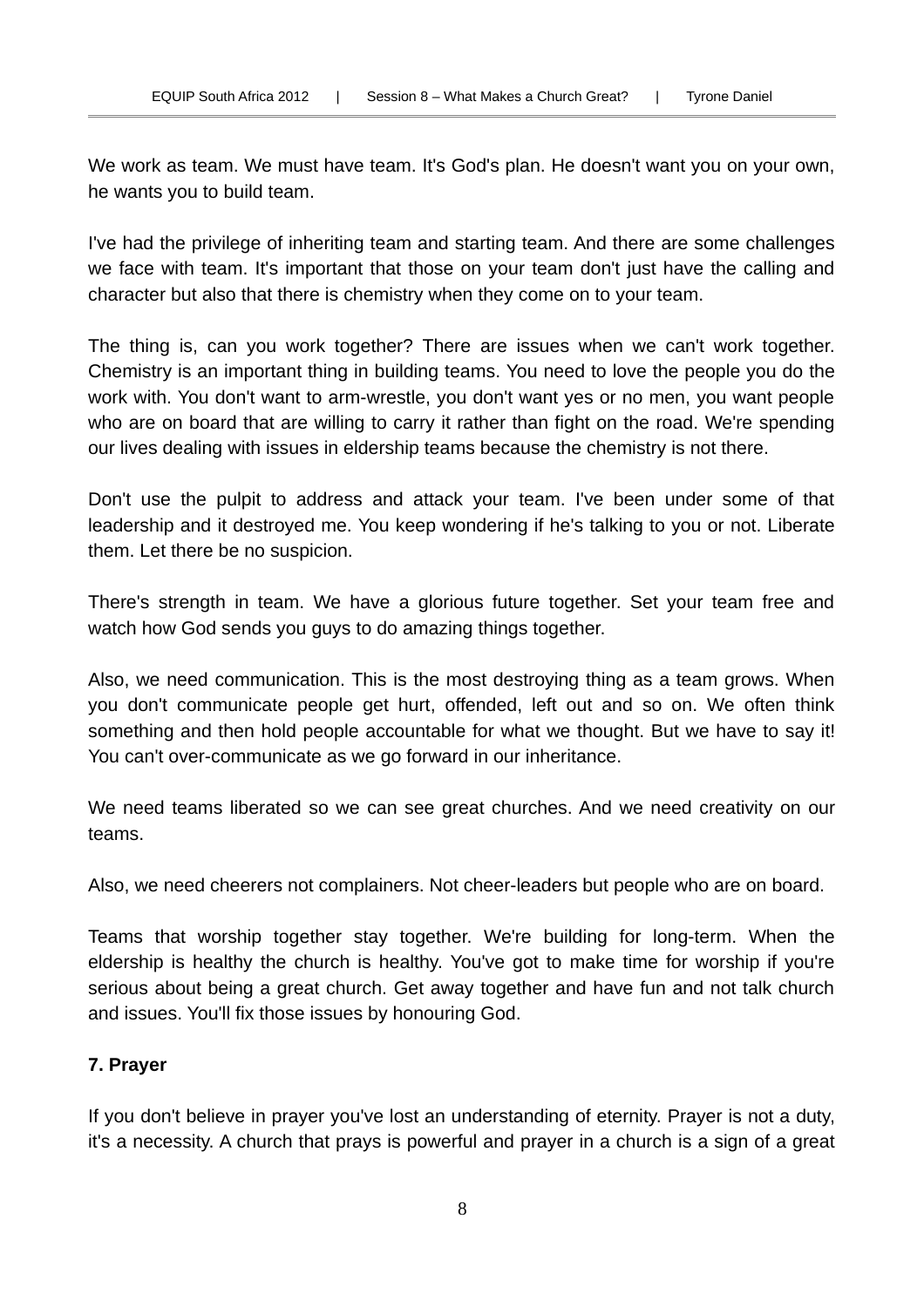We work as team. We must have team. It's God's plan. He doesn't want you on your own, he wants you to build team.

I've had the privilege of inheriting team and starting team. And there are some challenges we face with team. It's important that those on your team don't just have the calling and character but also that there is chemistry when they come on to your team.

The thing is, can you work together? There are issues when we can't work together. Chemistry is an important thing in building teams. You need to love the people you do the work with. You don't want to arm-wrestle, you don't want yes or no men, you want people who are on board that are willing to carry it rather than fight on the road. We're spending our lives dealing with issues in eldership teams because the chemistry is not there.

Don't use the pulpit to address and attack your team. I've been under some of that leadership and it destroyed me. You keep wondering if he's talking to you or not. Liberate them. Let there be no suspicion.

There's strength in team. We have a glorious future together. Set your team free and watch how God sends you guys to do amazing things together.

Also, we need communication. This is the most destroying thing as a team grows. When you don't communicate people get hurt, offended, left out and so on. We often think something and then hold people accountable for what we thought. But we have to say it! You can't over-communicate as we go forward in our inheritance.

We need teams liberated so we can see great churches. And we need creativity on our teams.

Also, we need cheerers not complainers. Not cheer-leaders but people who are on board.

Teams that worship together stay together. We're building for long-term. When the eldership is healthy the church is healthy. You've got to make time for worship if you're serious about being a great church. Get away together and have fun and not talk church and issues. You'll fix those issues by honouring God.

**7. Prayer**

If you don't believe in prayer you've lost an understanding of eternity. Prayer is not a duty, it's a necessity. A church that prays is powerful and prayer in a church is a sign of a great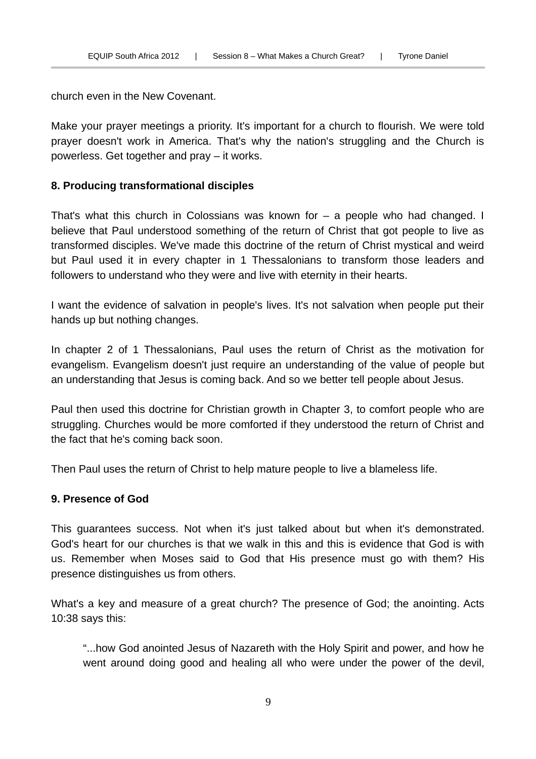church even in the New Covenant.

Make your prayer meetings a priority. It's important for a church to flourish. We were told prayer doesn't work in America. That's why the nation's struggling and the Church is powerless. Get together and pray – it works.

**8. Producing transformational disciples**

That's what this church in Colossians was known for – a people who had changed. I believe that Paul understood something of the return of Christ that got people to live as transformed disciples. We've made this doctrine of the return of Christ mystical and weird but Paul used it in every chapter in 1 Thessalonians to transform those leaders and followers to understand who they were and live with eternity in their hearts.

I want the evidence of salvation in people's lives. It's not salvation when people put their hands up but nothing changes.

In chapter 2 of 1 Thessalonians, Paul uses the return of Christ as the motivation for evangelism. Evangelism doesn't just require an understanding of the value of people but an understanding that Jesus is coming back. And so we better tell people about Jesus.

Paul then used this doctrine for Christian growth in Chapter 3, to comfort people who are struggling. Churches would be more comforted if they understood the return of Christ and the fact that he's coming back soon.

Then Paul uses the return of Christ to help mature people to live a blameless life.

**9. Presence of God**

This guarantees success. Not when it's just talked about but when it's demonstrated. God's heart for our churches is that we walk in this and this is evidence that God is with us. Remember when Moses said to God that His presence must go with them? His presence distinguishes us from others.

What's a key and measure of a great church? The presence of God; the anointing. Acts 10:38 says this:

> "...how God anointed Jesus of Nazareth with the Holy Spirit and power, and how he went around doing good and healing all who were under the power of the devil,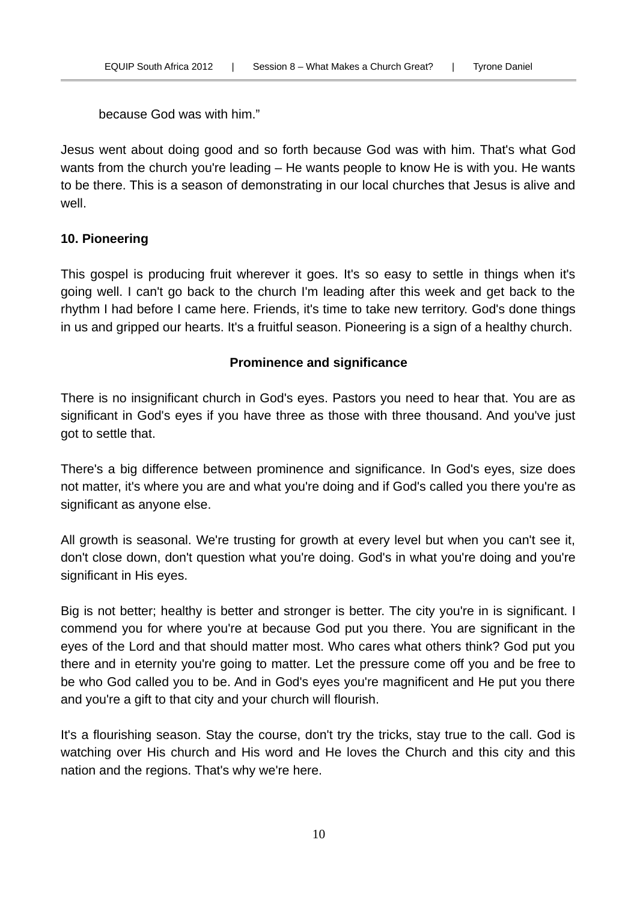because God was with him."

Jesus went about doing good and so forth because God was with him. That's what God wants from the church you're leading – He wants people to know He is with you. He wants to be there. This is a season of demonstrating in our local churches that Jesus is alive and well.

**10. Pioneering**

This gospel is producing fruit wherever it goes. It's so easy to settle in things when it's going well. I can't go back to the church I'm leading after this week and get back to the rhythm I had before I came here. Friends, it's time to take new territory. God's done things in us and gripped our hearts. It's a fruitful season. Pioneering is a sign of a healthy church.

**Prominence and significance**

There is no insignificant church in God's eyes. Pastors you need to hear that. You are as significant in God's eyes if you have three as those with three thousand. And you've just got to settle that.

There's a big difference between prominence and significance. In God's eyes, size does not matter, it's where you are and what you're doing and if God's called you there you're as significant as anyone else.

All growth is seasonal. We're trusting for growth at every level but when you can't see it, don't close down, don't question what you're doing. God's in what you're doing and you're significant in His eyes.

Big is not better; healthy is better and stronger is better. The city you're in is significant. I commend you for where you're at because God put you there. You are significant in the eyes of the Lord and that should matter most. Who cares what others think? God put you there and in eternity you're going to matter. Let the pressure come off you and be free to be who God called you to be. And in God's eyes you're magnificent and He put you there and you're a gift to that city and your church will flourish.

It's a flourishing season. Stay the course, don't try the tricks, stay true to the call. God is watching over His church and His word and He loves the Church and this city and this nation and the regions. That's why we're here.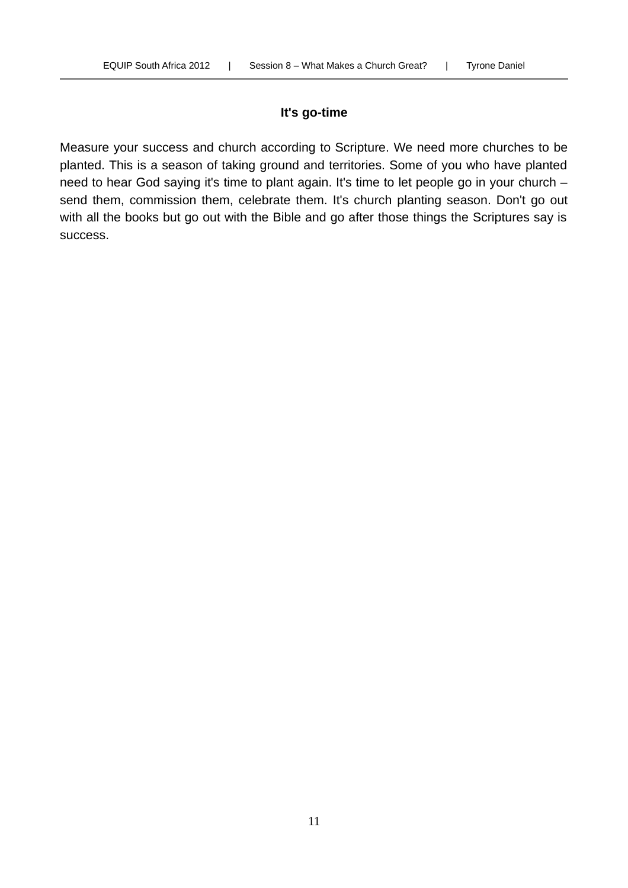**It's go-time**

Measure your success and church according to Scripture. We need more churches to be planted. This is a season of taking ground and territories. Some of you who have planted need to hear God saying it's time to plant again. It's time to let people go in your church – send them, commission them, celebrate them. It's church planting season. Don't go out with all the books but go out with the Bible and go after those things the Scriptures say is success.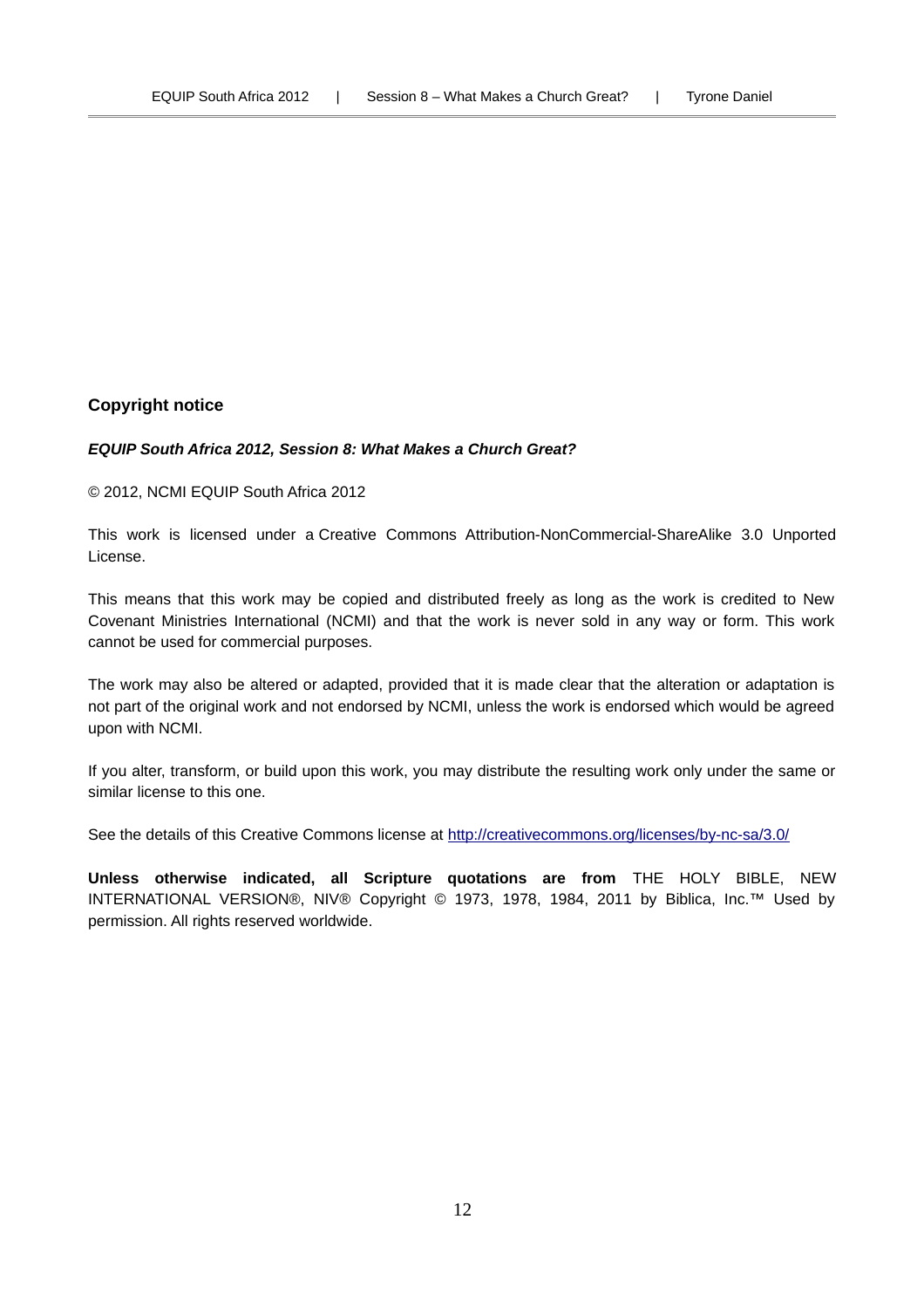## Copyright notice

***EQUIP South Africa 2012, Session 8: What Makes a Church Great?***

© 2012, NCMI EQUIP South Africa 2012

This work is licensed under a Creative Commons Attribution-NonCommercial-ShareAlike 3.0 Unported License.

This means that this work may be copied and distributed freely as long as the work is credited to New Covenant Ministries International (NCMI) and that the work is never sold in any way or form. This work cannot be used for commercial purposes.

The work may also be altered or adapted, provided that it is made clear that the alteration or adaptation is not part of the original work and not endorsed by NCMI, unless the work is endorsed which would be agreed upon with NCMI.

If you alter, transform, or build upon this work, you may distribute the resulting work only under the same or similar license to this one.

See the details of this Creative Commons license at http://creativecommons.org/licenses/by-nc-sa/3.0/

**Unless otherwise indicated, all Scripture quotations are from** THE HOLY BIBLE, NEW INTERNATIONAL VERSION®, NIV® Copyright © 1973, 1978, 1984, 2011 by Biblica, Inc.™ Used by permission. All rights reserved worldwide.